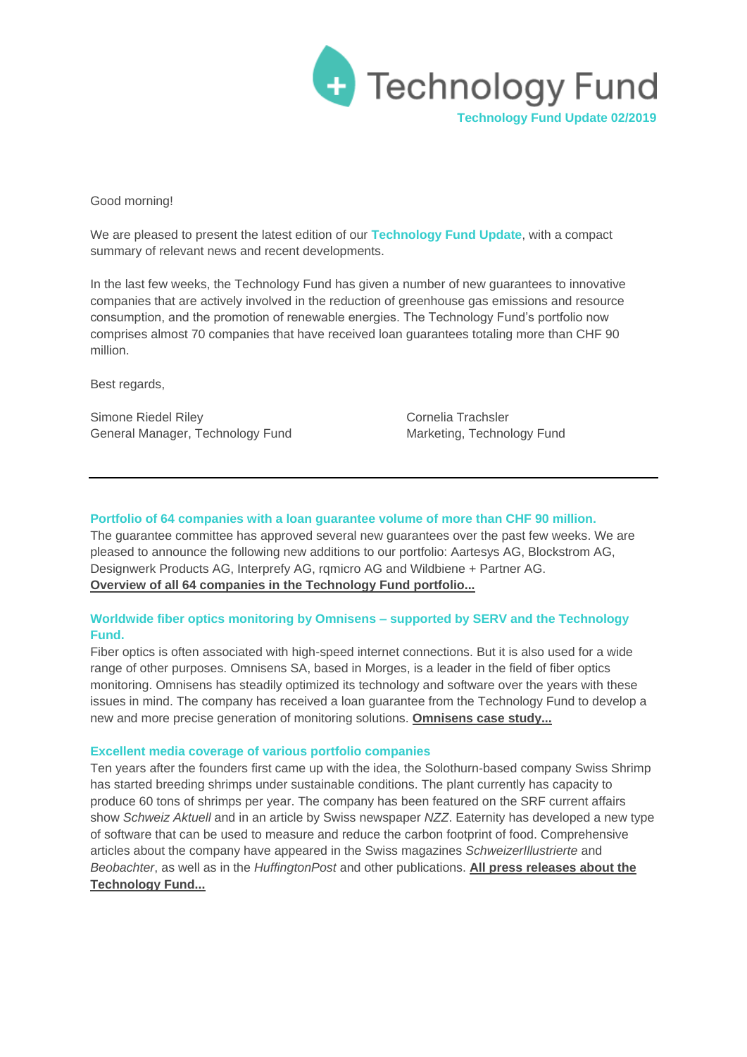# Technology Fund

**Technology Fund Update 02/2019**

Good morning!

We are pleased to present the latest edition of our **Technology Fund Update**, with a compact summary of relevant news and recent developments.

In the last few weeks, the Technology Fund has given a number of new guarantees to innovative companies that are actively involved in the reduction of greenhouse gas emissions and resource consumption, and the promotion of renewable energies. The Technology Fund's portfolio now comprises almost 70 companies that have received loan guarantees totaling more than CHF 90 million.

Best regards,

Simone Riedel Riley
General Manager, Technology Fund

Cornelia Trachsler
Marketing, Technology Fund

---

### Portfolio of 64 companies with a loan guarantee volume of more than CHF 90 million.

The guarantee committee has approved several new guarantees over the past few weeks. We are pleased to announce the following new additions to our portfolio: Aartesys AG, Blockstrom AG, Designwerk Products AG, Interprefy AG, rqmicro AG and Wildbiene + Partner AG.
**Overview of all 64 companies in the Technology Fund portfolio...**

### Worldwide fiber optics monitoring by Omnisens – supported by SERV and the Technology Fund.

Fiber optics is often associated with high-speed internet connections. But it is also used for a wide range of other purposes. Omnisens SA, based in Morges, is a leader in the field of fiber optics monitoring. Omnisens has steadily optimized its technology and software over the years with these issues in mind. The company has received a loan guarantee from the Technology Fund to develop a new and more precise generation of monitoring solutions. **Omnisens case study...**

### Excellent media coverage of various portfolio companies

Ten years after the founders first came up with the idea, the Solothurn-based company Swiss Shrimp has started breeding shrimps under sustainable conditions. The plant currently has capacity to produce 60 tons of shrimps per year. The company has been featured on the SRF current affairs show *Schweiz Aktuell* and in an article by Swiss newspaper *NZZ*. Eaternity has developed a new type of software that can be used to measure and reduce the carbon footprint of food. Comprehensive articles about the company have appeared in the Swiss magazines *SchweizerIllustrierte* and *Beobachter*, as well as in the *HuffingtonPost* and other publications. **All press releases about the Technology Fund...**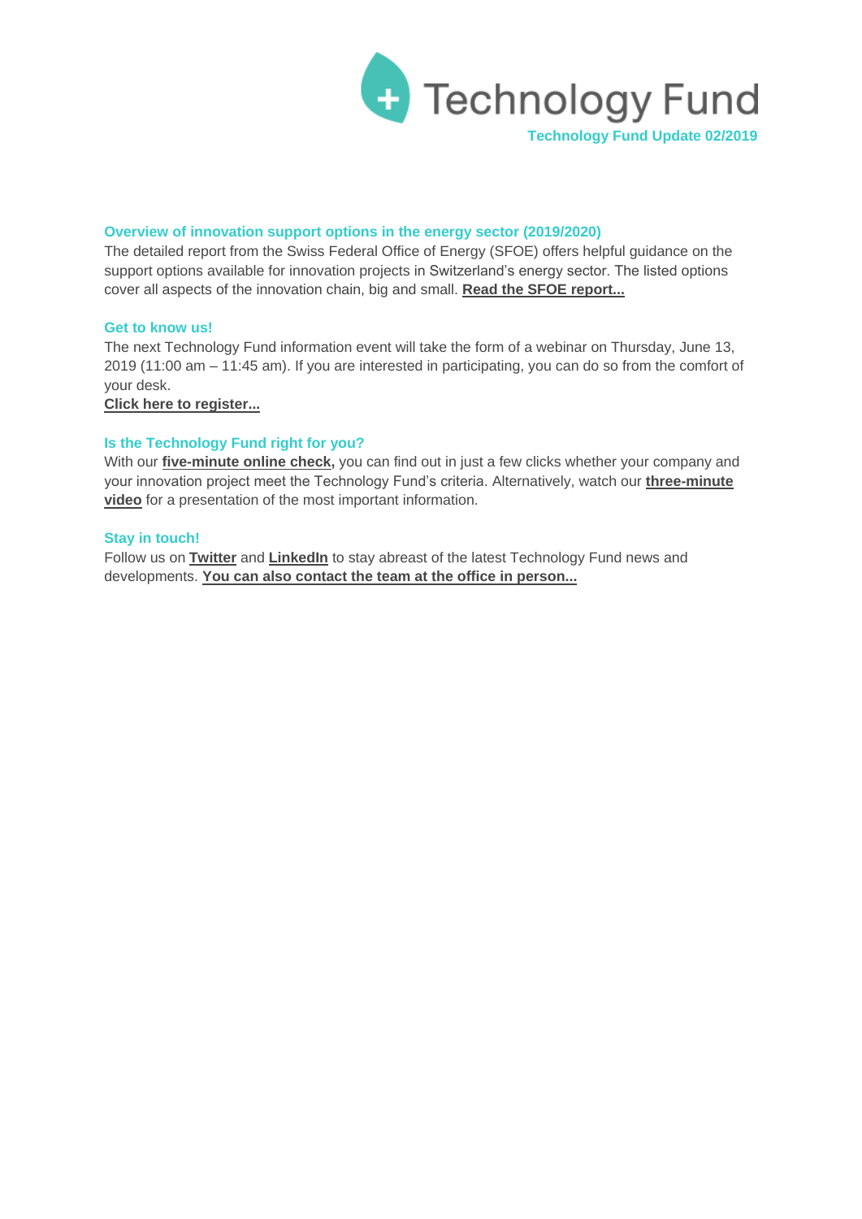# Technology Fund

**Technology Fund Update 02/2019**

### Overview of innovation support options in the energy sector (2019/2020)

The detailed report from the Swiss Federal Office of Energy (SFOE) offers helpful guidance on the support options available for innovation projects in Switzerland's energy sector. The listed options cover all aspects of the innovation chain, big and small. **Read the SFOE report...**

### Get to know us!

The next Technology Fund information event will take the form of a webinar on Thursday, June 13, 2019 (11:00 am – 11:45 am). If you are interested in participating, you can do so from the comfort of your desk.

**Click here to register...**

### Is the Technology Fund right for you?

With our **five-minute online check,** you can find out in just a few clicks whether your company and your innovation project meet the Technology Fund's criteria. Alternatively, watch our **three-minute video** for a presentation of the most important information.

### Stay in touch!

Follow us on **Twitter** and **LinkedIn** to stay abreast of the latest Technology Fund news and developments. **You can also contact the team at the office in person...**